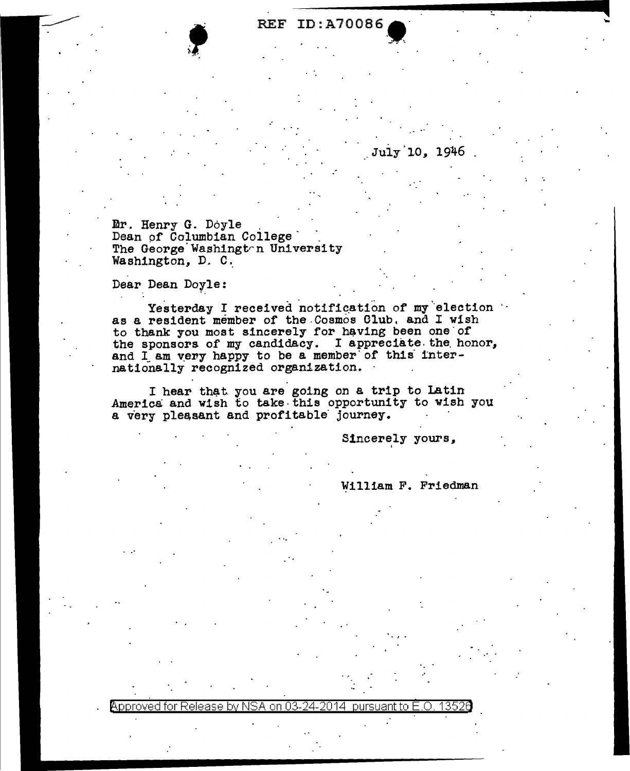REF ID:A70086

July 10, 1946

Dr. Henry G. Doyle
Dean of Columbian College
The George Washington University
Washington, D. C.

Dear Dean Doyle:

Yesterday I received notification of my election as a resident member of the Cosmos Club, and I wish to thank you most sincerely for having been one of the sponsors of my candidacy. I appreciate the honor, and I am very happy to be a member of this internationally recognized organization.

I hear that you are going on a trip to Latin America and wish to take this opportunity to wish you a very pleasant and profitable journey.

Sincerely yours,

William F. Friedman

Approved for Release by NSA on 03-24-2014 pursuant to E.O. 13526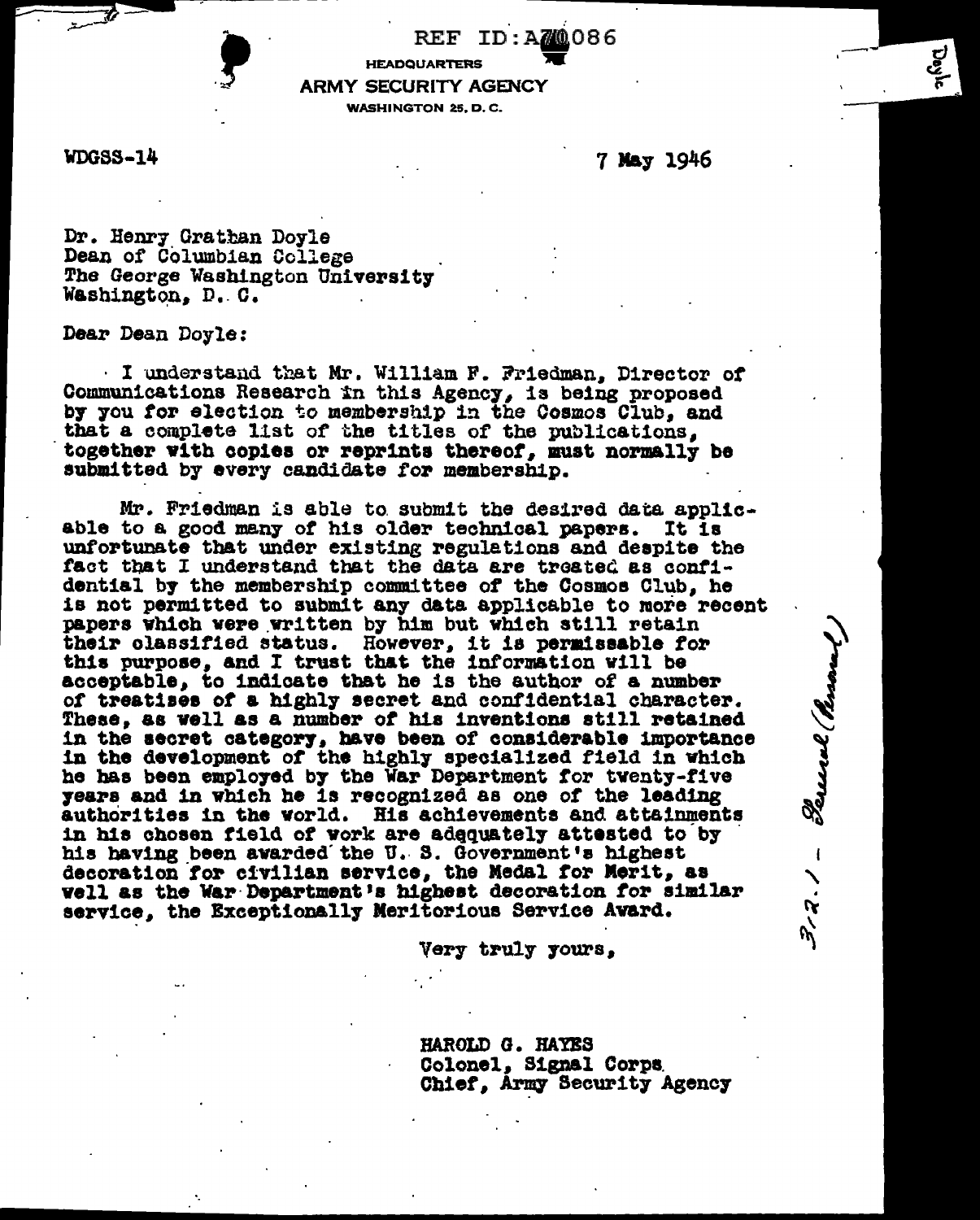REF ID:A70086

HEADQUARTERS
ARMY SECURITY AGENCY
WASHINGTON 25, D. C.

WDGSS-14

7 May 1946

Dr. Henry Grattan Doyle
Dean of Columbian College
The George Washington University
Washington, D. C.

Dear Dean Doyle:

I understand that Mr. William F. Friedman, Director of Communications Research in this Agency, is being proposed by you for election to membership in the Cosmos Club, and that a complete list of the titles of the publications, together with copies or reprints thereof, must normally be submitted by every candidate for membership.

Mr. Friedman is able to submit the desired data applicable to a good many of his older technical papers. It is unfortunate that under existing regulations and despite the fact that I understand that the data are treated as confidential by the membership committee of the Cosmos Club, he is not permitted to submit any data applicable to more recent papers which were written by him but which still retain their classified status. However, it is permissable for this purpose, and I trust that the information will be acceptable, to indicate that he is the author of a number of treatises of a highly secret and confidential character. These, as well as a number of his inventions still retained in the secret category, have been of considerable importance in the development of the highly specialized field in which he has been employed by the War Department for twenty-five years and in which he is recognized as one of the leading authorities in the world. His achievements and attainments in his chosen field of work are adequately attested to by his having been awarded the U. S. Government's highest decoration for civilian service, the Medal for Merit, as well as the War Department's highest decoration for similar service, the Exceptionally Meritorious Service Award.

Very truly yours,

HAROLD G. HAYES
Colonel, Signal Corps
Chief, Army Security Agency